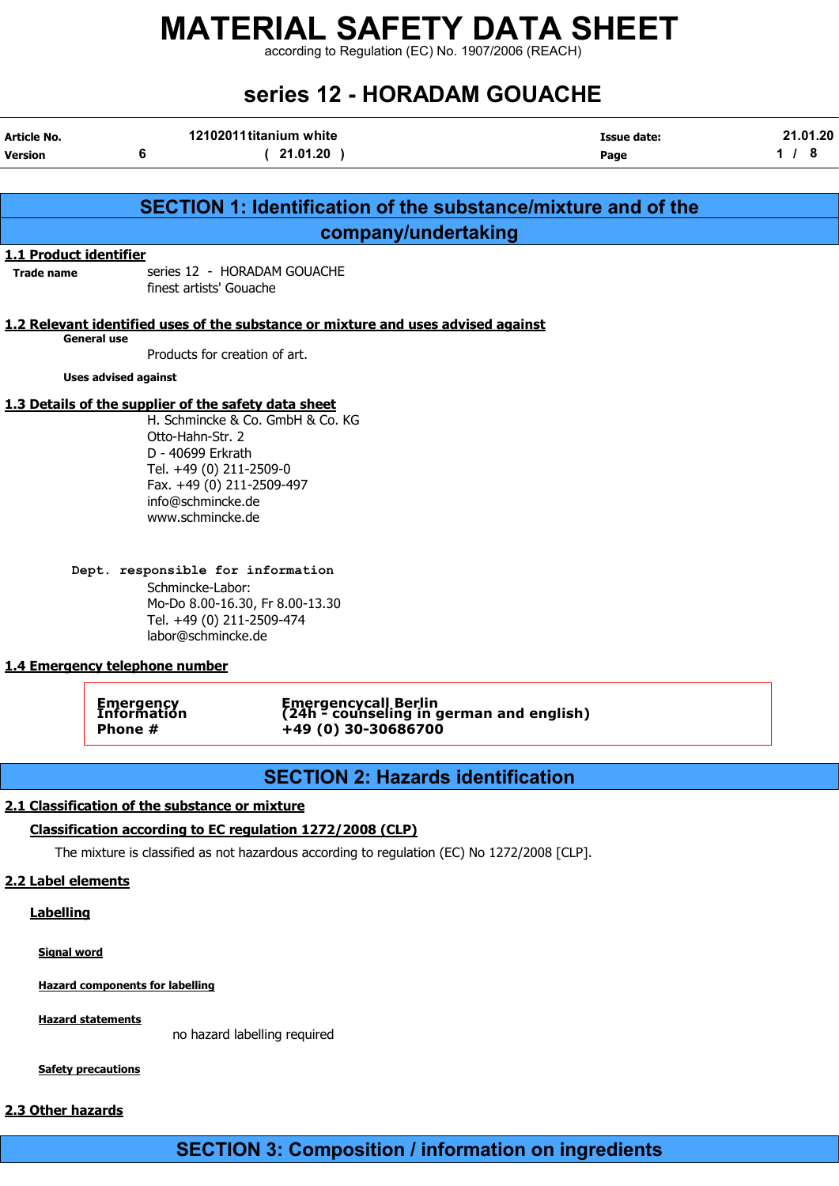# MATERIAL SAFETY DATA SHEET

according to Regulation (EC) No. 1907/2006 (REACH)

## series 12 - HORADAM GOUACHE

| Article No. | 12102011 titanium white | Issue date: | 21.01.20 |
|---|---|---|---|
| Version | 6 ( 21.01.20 ) | Page | 1 / 8 |

## SECTION 1: Identification of the substance/mixture and of the company/undertaking

### 1.1 Product identifier

**Trade name** series 12 - HORADAM GOUACHE
finest artists' Gouache

### 1.2 Relevant identified uses of the substance or mixture and uses advised against

**General use**

Products for creation of art.

**Uses advised against**

### 1.3 Details of the supplier of the safety data sheet

H. Schmincke & Co. GmbH & Co. KG
Otto-Hahn-Str. 2
D - 40699 Erkrath
Tel. +49 (0) 211-2509-0
Fax. +49 (0) 211-2509-497
info@schmincke.de
www.schmincke.de

**Dept. responsible for information**

Schmincke-Labor:
Mo-Do 8.00-16.30, Fr 8.00-13.30
Tel. +49 (0) 211-2509-474
labor@schmincke.de

### 1.4 Emergency telephone number

| Emergency Information | Emergencycall Berlin (24h - counseling in german and english) |
|---|---|
| Phone # | +49 (0) 30-30686700 |

## SECTION 2: Hazards identification

### 2.1 Classification of the substance or mixture

**Classification according to EC regulation 1272/2008 (CLP)**

The mixture is classified as not hazardous according to regulation (EC) No 1272/2008 [CLP].

### 2.2 Label elements

**Labelling**

**Signal word**

**Hazard components for labelling**

**Hazard statements**

no hazard labelling required

**Safety precautions**

### 2.3 Other hazards

## SECTION 3: Composition / information on ingredients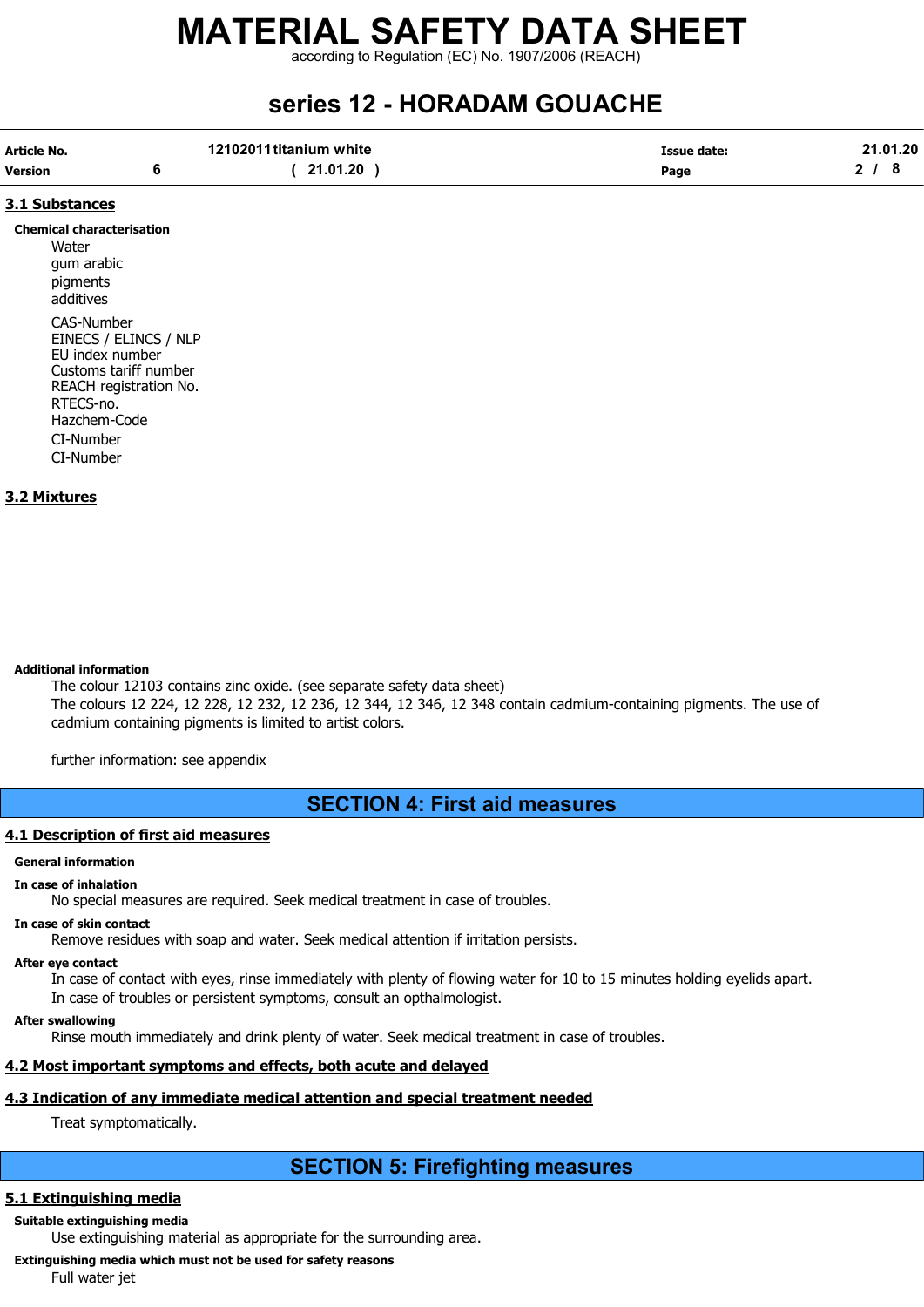## 3.1 Substances

**Chemical characterisation**

Water
gum arabic
pigments
additives

CAS-Number
EINECS / ELINCS / NLP
EU index number
Customs tariff number
REACH registration No.
RTECS-no.
Hazchem-Code
CI-Number
CI-Number

## 3.2 Mixtures

**Additional information**

The colour 12103 contains zinc oxide. (see separate safety data sheet)
The colours 12 224, 12 228, 12 232, 12 236, 12 344, 12 346, 12 348 contain cadmium-containing pigments. The use of cadmium containing pigments is limited to artist colors.

further information: see appendix

# SECTION 4: First aid measures

## 4.1 Description of first aid measures

**General information**

**In case of inhalation**

No special measures are required. Seek medical treatment in case of troubles.

**In case of skin contact**

Remove residues with soap and water. Seek medical attention if irritation persists.

**After eye contact**

In case of contact with eyes, rinse immediately with plenty of flowing water for 10 to 15 minutes holding eyelids apart.
In case of troubles or persistent symptoms, consult an opthalmologist.

**After swallowing**

Rinse mouth immediately and drink plenty of water. Seek medical treatment in case of troubles.

## 4.2 Most important symptoms and effects, both acute and delayed

## 4.3 Indication of any immediate medical attention and special treatment needed

Treat symptomatically.

# SECTION 5: Firefighting measures

## 5.1 Extinguishing media

**Suitable extinguishing media**

Use extinguishing material as appropriate for the surrounding area.

**Extinguishing media which must not be used for safety reasons**

Full water jet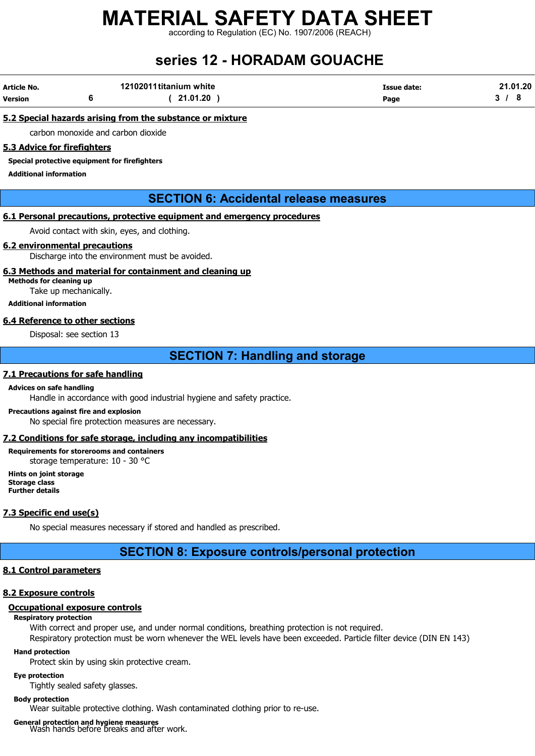### 5.2 Special hazards arising from the substance or mixture

carbon monoxide and carbon dioxide

### 5.3 Advice for firefighters

**Special protective equipment for firefighters**

**Additional information**

## SECTION 6: Accidental release measures

### 6.1 Personal precautions, protective equipment and emergency procedures

Avoid contact with skin, eyes, and clothing.

### 6.2 environmental precautions

Discharge into the environment must be avoided.

### 6.3 Methods and material for containment and cleaning up

**Methods for cleaning up**

Take up mechanically.

**Additional information**

### 6.4 Reference to other sections

Disposal: see section 13

## SECTION 7: Handling and storage

### 7.1 Precautions for safe handling

**Advices on safe handling**

Handle in accordance with good industrial hygiene and safety practice.

**Precautions against fire and explosion**

No special fire protection measures are necessary.

### 7.2 Conditions for safe storage, including any incompatibilities

**Requirements for storerooms and containers**

storage temperature: 10 - 30 °C

**Hints on joint storage**

**Storage class**

**Further details**

### 7.3 Specific end use(s)

No special measures necessary if stored and handled as prescribed.

## SECTION 8: Exposure controls/personal protection

### 8.1 Control parameters

### 8.2 Exposure controls

**Occupational exposure controls**

**Respiratory protection**

With correct and proper use, and under normal conditions, breathing protection is not required.
Respiratory protection must be worn whenever the WEL levels have been exceeded. Particle filter device (DIN EN 143)

**Hand protection**

Protect skin by using skin protective cream.

**Eye protection**

Tightly sealed safety glasses.

**Body protection**

Wear suitable protective clothing. Wash contaminated clothing prior to re-use.

**General protection and hygiene measures**

Wash hands before breaks and after work.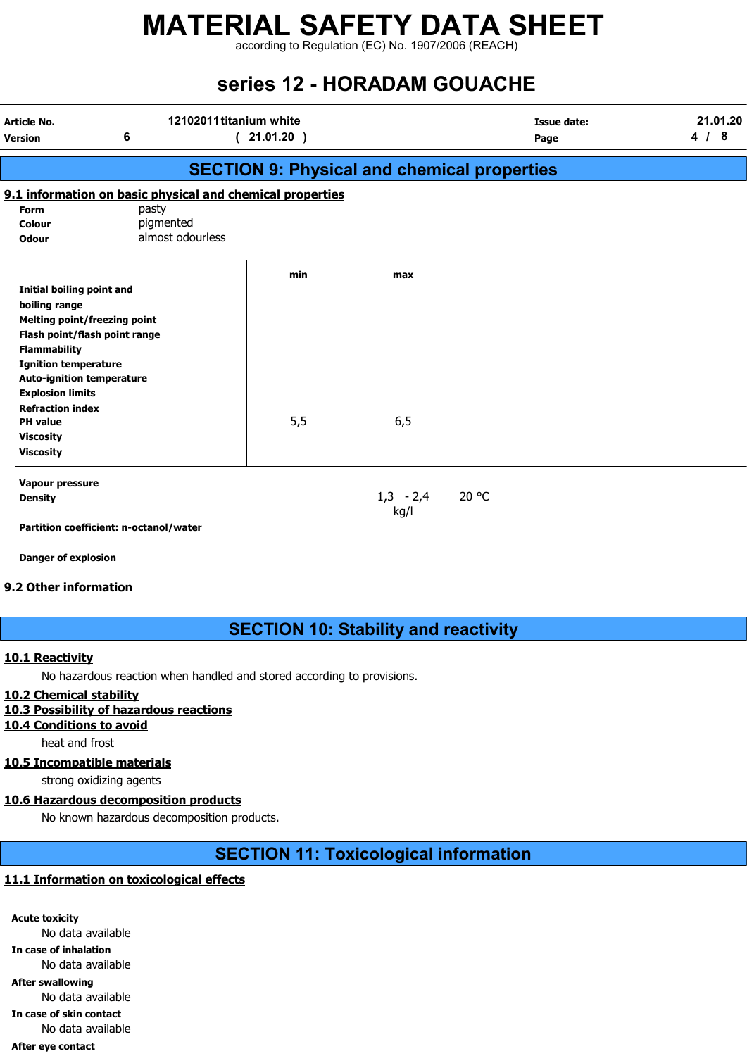# MATERIAL SAFETY DATA SHEET

according to Regulation (EC) No. 1907/2006 (REACH)

## series 12 - HORADAM GOUACHE

| Article No. | | 12102011 titanium white | Issue date: | 21.01.20 |
|---|---|---|---|---|
| Version | 6 | ( 21.01.20 ) | Page | |

## SECTION 9: Physical and chemical properties

### 9.1 information on basic physical and chemical properties

**Form** pasty
**Colour** pigmented
**Odour** almost odourless

| | min | max | |
|---|---|---|---|
| **Initial boiling point and boiling range** | | | |
| **Melting point/freezing point** | | | |
| **Flash point/flash point range** | | | |
| **Flammability** | | | |
| **Ignition temperature** | | | |
| **Auto-ignition temperature** | | | |
| **Explosion limits** | | | |
| **Refraction index** | | | |
| **PH value** | 5,5 | 6,5 | |
| **Viscosity** | | | |
| **Viscosity** | | | |
| **Vapour pressure** | | | |
| **Density** | | 1,3 - 2,4 kg/l | 20 °C |
| **Partition coefficient: n-octanol/water** | | | |

**Danger of explosion**

### 9.2 Other information

## SECTION 10: Stability and reactivity

### 10.1 Reactivity

No hazardous reaction when handled and stored according to provisions.

### 10.2 Chemical stability

### 10.3 Possibility of hazardous reactions

### 10.4 Conditions to avoid

heat and frost

### 10.5 Incompatible materials

strong oxidizing agents

### 10.6 Hazardous decomposition products

No known hazardous decomposition products.

## SECTION 11: Toxicological information

### 11.1 Information on toxicological effects

**Acute toxicity**
No data available

**In case of inhalation**
No data available

**After swallowing**
No data available

**In case of skin contact**
No data available

**After eye contact**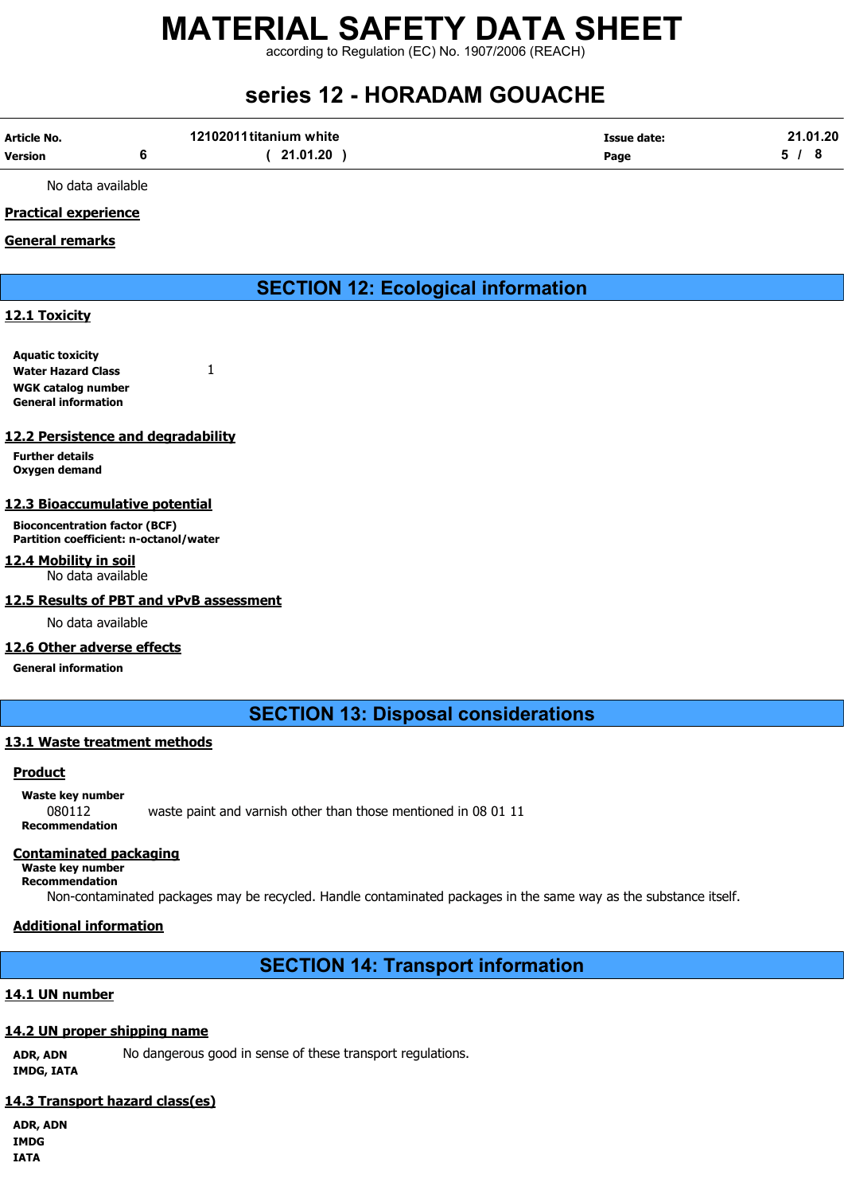No data available

**Practical experience**

**General remarks**

## SECTION 12: Ecological information

### 12.1 Toxicity

**Aquatic toxicity**

**Water Hazard Class** 1

**WGK catalog number**

**General information**

### 12.2 Persistence and degradability

**Further details**

**Oxygen demand**

### 12.3 Bioaccumulative potential

**Bioconcentration factor (BCF)**

**Partition coefficient: n-octanol/water**

### 12.4 Mobility in soil

No data available

### 12.5 Results of PBT and vPvB assessment

No data available

### 12.6 Other adverse effects

**General information**

## SECTION 13: Disposal considerations

### 13.1 Waste treatment methods

**Product**

**Waste key number**

080112 waste paint and varnish other than those mentioned in 08 01 11

**Recommendation**

**Contaminated packaging**

**Waste key number**

**Recommendation**

Non-contaminated packages may be recycled. Handle contaminated packages in the same way as the substance itself.

**Additional information**

## SECTION 14: Transport information

### 14.1 UN number

### 14.2 UN proper shipping name

**ADR, ADN** No dangerous good in sense of these transport regulations.

**IMDG, IATA**

### 14.3 Transport hazard class(es)

**ADR, ADN**

**IMDG**

**IATA**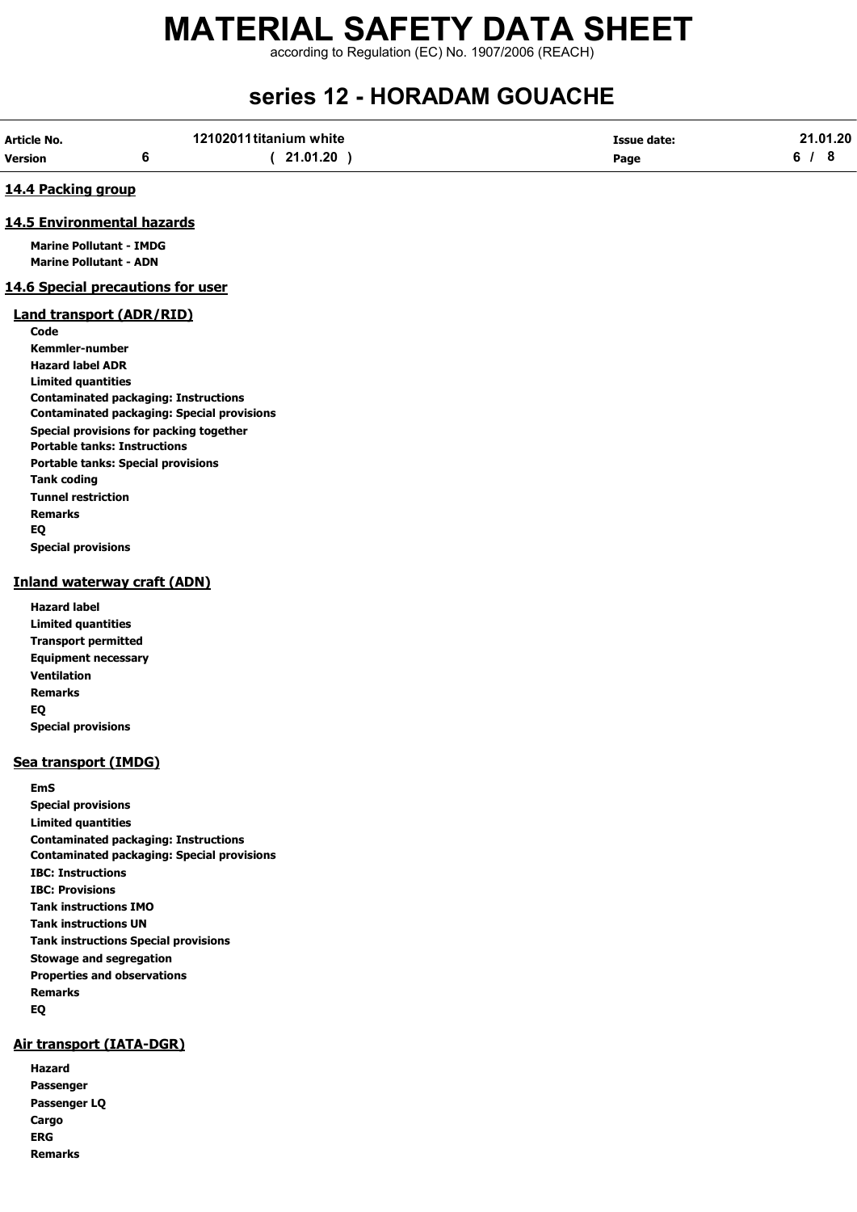## 14.4 Packing group

## 14.5 Environmental hazards

**Marine Pollutant - IMDG**
**Marine Pollutant - ADN**

## 14.6 Special precautions for user

### Land transport (ADR/RID)

**Code**
**Kemmler-number**
**Hazard label ADR**
**Limited quantities**
**Contaminated packaging: Instructions**
**Contaminated packaging: Special provisions**
**Special provisions for packing together**
**Portable tanks: Instructions**
**Portable tanks: Special provisions**
**Tank coding**
**Tunnel restriction**
**Remarks**
**EQ**
**Special provisions**

### Inland waterway craft (ADN)

**Hazard label**
**Limited quantities**
**Transport permitted**
**Equipment necessary**
**Ventilation**
**Remarks**
**EQ**
**Special provisions**

### Sea transport (IMDG)

**EmS**
**Special provisions**
**Limited quantities**
**Contaminated packaging: Instructions**
**Contaminated packaging: Special provisions**
**IBC: Instructions**
**IBC: Provisions**
**Tank instructions IMO**
**Tank instructions UN**
**Tank instructions Special provisions**
**Stowage and segregation**
**Properties and observations**
**Remarks**
**EQ**

### Air transport (IATA-DGR)

**Hazard**
**Passenger**
**Passenger LQ**
**Cargo**
**ERG**
**Remarks**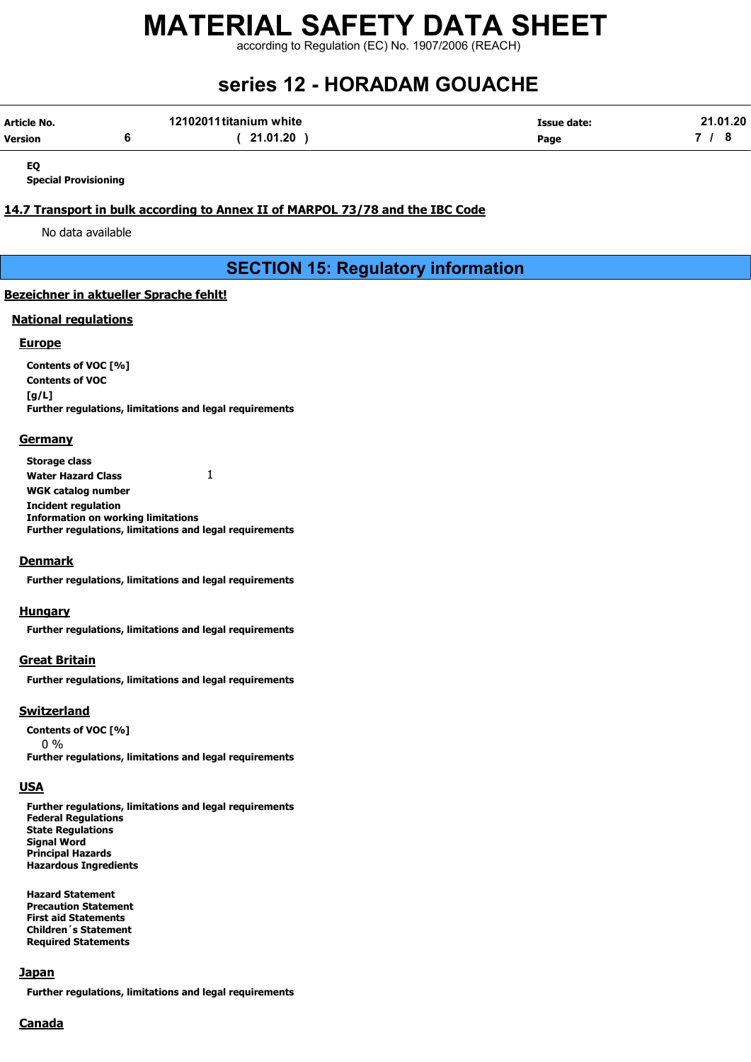**EQ**

**Special Provisioning**

## 14.7 Transport in bulk according to Annex II of MARPOL 73/78 and the IBC Code

No data available

# SECTION 15: Regulatory information

## Bezeichner in aktueller Sprache fehlt!

### National regulations

#### Europe

**Contents of VOC [%]**

**Contents of VOC**

**[g/L]**

**Further regulations, limitations and legal requirements**

#### Germany

**Storage class**

**Water Hazard Class** 1

**WGK catalog number**

**Incident regulation**

**Information on working limitations**

**Further regulations, limitations and legal requirements**

#### Denmark

**Further regulations, limitations and legal requirements**

#### Hungary

**Further regulations, limitations and legal requirements**

#### Great Britain

**Further regulations, limitations and legal requirements**

#### Switzerland

**Contents of VOC [%]**

0 %

**Further regulations, limitations and legal requirements**

#### USA

**Further regulations, limitations and legal requirements**

**Federal Regulations**

**State Regulations**

**Signal Word**

**Principal Hazards**

**Hazardous Ingredients**

**Hazard Statement**

**Precaution Statement**

**First aid Statements**

**Children´s Statement**

**Required Statements**

#### Japan

**Further regulations, limitations and legal requirements**

#### Canada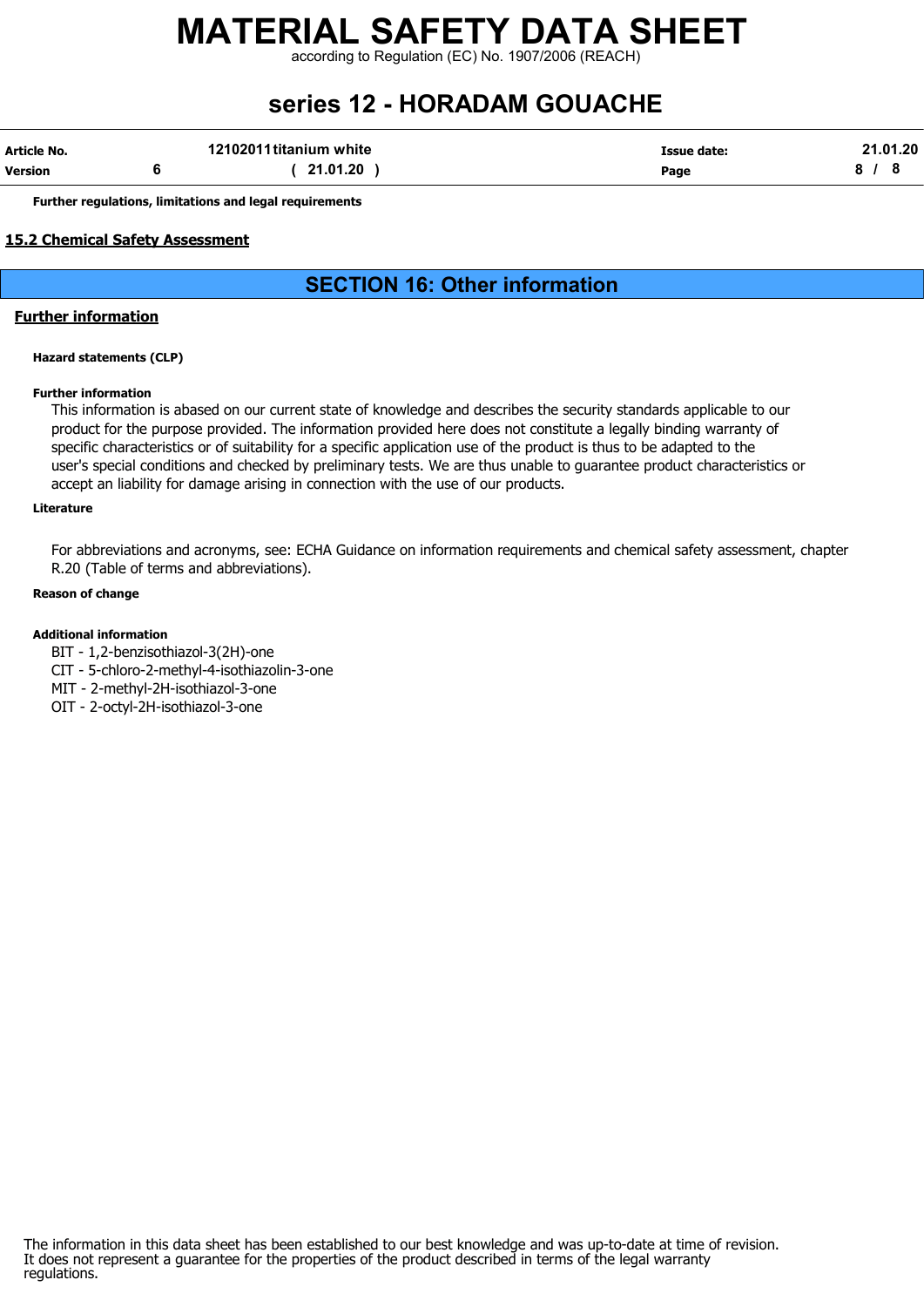**Further regulations, limitations and legal requirements**

### 15.2 Chemical Safety Assessment

## SECTION 16: Other information

### Further information

**Hazard statements (CLP)**

**Further information**

This information is abased on our current state of knowledge and describes the security standards applicable to our product for the purpose provided. The information provided here does not constitute a legally binding warranty of specific characteristics or of suitability for a specific application use of the product is thus to be adapted to the user's special conditions and checked by preliminary tests. We are thus unable to guarantee product characteristics or accept an liability for damage arising in connection with the use of our products.

**Literature**

For abbreviations and acronyms, see: ECHA Guidance on information requirements and chemical safety assessment, chapter R.20 (Table of terms and abbreviations).

**Reason of change**

**Additional information**

BIT - 1,2-benzisothiazol-3(2H)-one
CIT - 5-chloro-2-methyl-4-isothiazolin-3-one
MIT - 2-methyl-2H-isothiazol-3-one
OIT - 2-octyl-2H-isothiazol-3-one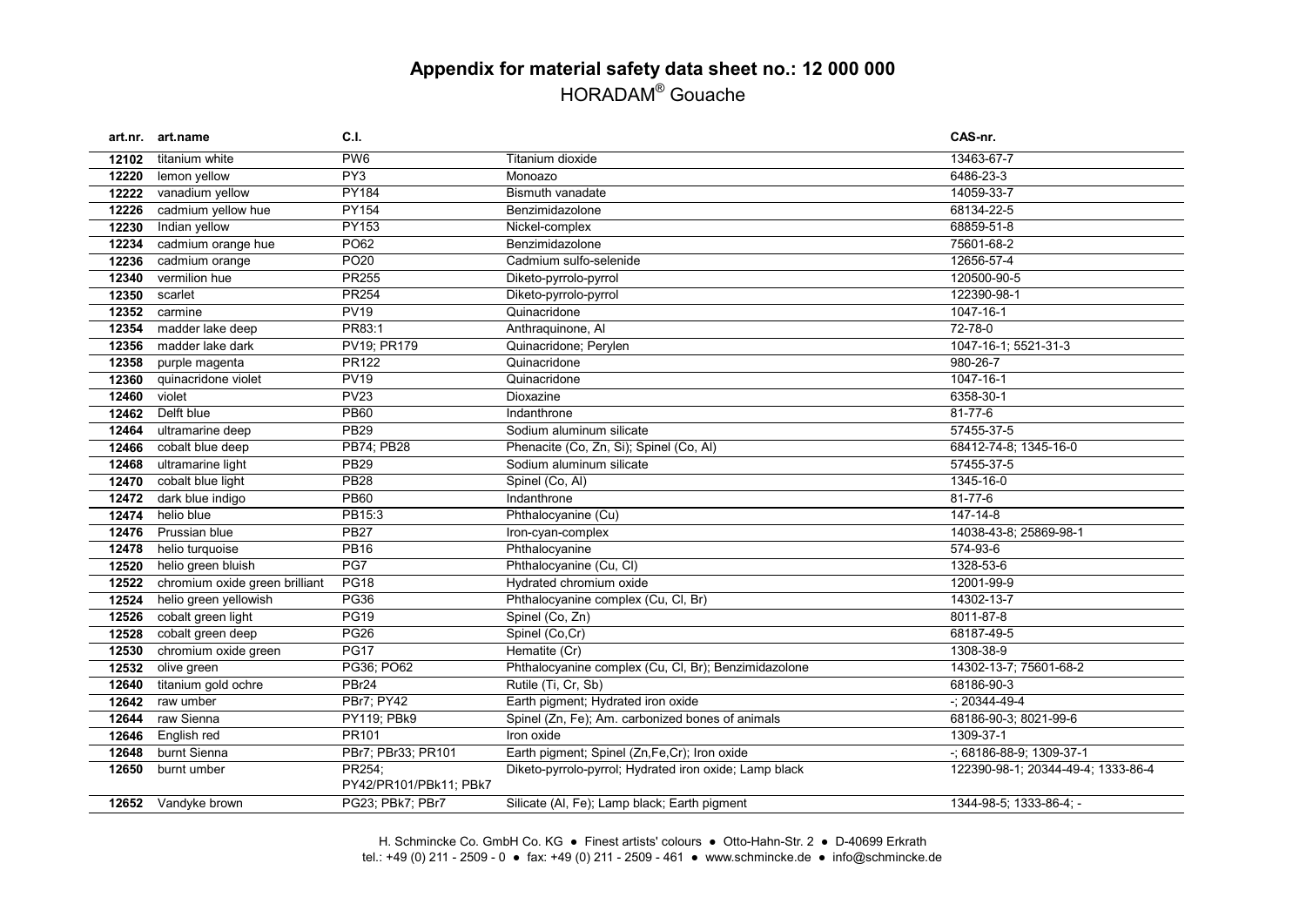# Appendix for material safety data sheet no.: 12 000 000

HORADAM® Gouache

| art.nr. | art.name | C.I. | | CAS-nr. |
|---|---|---|---|---|
| 12102 | titanium white | PW6 | Titanium dioxide | 13463-67-7 |
| 12220 | lemon yellow | PY3 | Monoazo | 6486-23-3 |
| 12222 | vanadium yellow | PY184 | Bismuth vanadate | 14059-33-7 |
| 12226 | cadmium yellow hue | PY154 | Benzimidazolone | 68134-22-5 |
| 12230 | Indian yellow | PY153 | Nickel-complex | 68859-51-8 |
| 12234 | cadmium orange hue | PO62 | Benzimidazolone | 75601-68-2 |
| 12236 | cadmium orange | PO20 | Cadmium sulfo-selenide | 12656-57-4 |
| 12340 | vermilion hue | PR255 | Diketo-pyrrolo-pyrrol | 120500-90-5 |
| 12350 | scarlet | PR254 | Diketo-pyrrolo-pyrrol | 122390-98-1 |
| 12352 | carmine | PV19 | Quinacridone | 1047-16-1 |
| 12354 | madder lake deep | PR83:1 | Anthraquinone, Al | 72-78-0 |
| 12356 | madder lake dark | PV19; PR179 | Quinacridone; Perylen | 1047-16-1; 5521-31-3 |
| 12358 | purple magenta | PR122 | Quinacridone | 980-26-7 |
| 12360 | quinacridone violet | PV19 | Quinacridone | 1047-16-1 |
| 12460 | violet | PV23 | Dioxazine | 6358-30-1 |
| 12462 | Delft blue | PB60 | Indanthrone | 81-77-6 |
| 12464 | ultramarine deep | PB29 | Sodium aluminum silicate | 57455-37-5 |
| 12466 | cobalt blue deep | PB74; PB28 | Phenacite (Co, Zn, Si); Spinel (Co, Al) | 68412-74-8; 1345-16-0 |
| 12468 | ultramarine light | PB29 | Sodium aluminum silicate | 57455-37-5 |
| 12470 | cobalt blue light | PB28 | Spinel (Co, Al) | 1345-16-0 |
| 12472 | dark blue indigo | PB60 | Indanthrone | 81-77-6 |
| 12474 | helio blue | PB15:3 | Phthalocyanine (Cu) | 147-14-8 |
| 12476 | Prussian blue | PB27 | Iron-cyan-complex | 14038-43-8; 25869-98-1 |
| 12478 | helio turquoise | PB16 | Phthalocyanine | 574-93-6 |
| 12520 | helio green bluish | PG7 | Phthalocyanine (Cu, Cl) | 1328-53-6 |
| 12522 | chromium oxide green brilliant | PG18 | Hydrated chromium oxide | 12001-99-9 |
| 12524 | helio green yellowish | PG36 | Phthalocyanine complex (Cu, Cl, Br) | 14302-13-7 |
| 12526 | cobalt green light | PG19 | Spinel (Co, Zn) | 8011-87-8 |
| 12528 | cobalt green deep | PG26 | Spinel (Co,Cr) | 68187-49-5 |
| 12530 | chromium oxide green | PG17 | Hematite (Cr) | 1308-38-9 |
| 12532 | olive green | PG36; PO62 | Phthalocyanine complex (Cu, Cl, Br); Benzimidazolone | 14302-13-7; 75601-68-2 |
| 12640 | titanium gold ochre | PBr24 | Rutile (Ti, Cr, Sb) | 68186-90-3 |
| 12642 | raw umber | PBr7; PY42 | Earth pigment; Hydrated iron oxide | -; 20344-49-4 |
| 12644 | raw Sienna | PY119; PBk9 | Spinel (Zn, Fe); Am. carbonized bones of animals | 68186-90-3; 8021-99-6 |
| 12646 | English red | PR101 | Iron oxide | 1309-37-1 |
| 12648 | burnt Sienna | PBr7; PBr33; PR101 | Earth pigment; Spinel (Zn,Fe,Cr); Iron oxide | -; 68186-88-9; 1309-37-1 |
| 12650 | burnt umber | PR254; PY42/PR101/PBk11; PBk7 | Diketo-pyrrolo-pyrrol; Hydrated iron oxide; Lamp black | 122390-98-1; 20344-49-4; 1333-86-4 |
| 12652 | Vandyke brown | PG23; PBk7; PBr7 | Silicate (Al, Fe); Lamp black; Earth pigment | 1344-98-5; 1333-86-4; - |

H. Schmincke Co. GmbH Co. KG ● Finest artists' colours ● Otto-Hahn-Str. 2 ● D-40699 Erkrath
tel.: +49 (0) 211 - 2509 - 0 ● fax: +49 (0) 211 - 2509 - 461 ● www.schmincke.de ● info@schmincke.de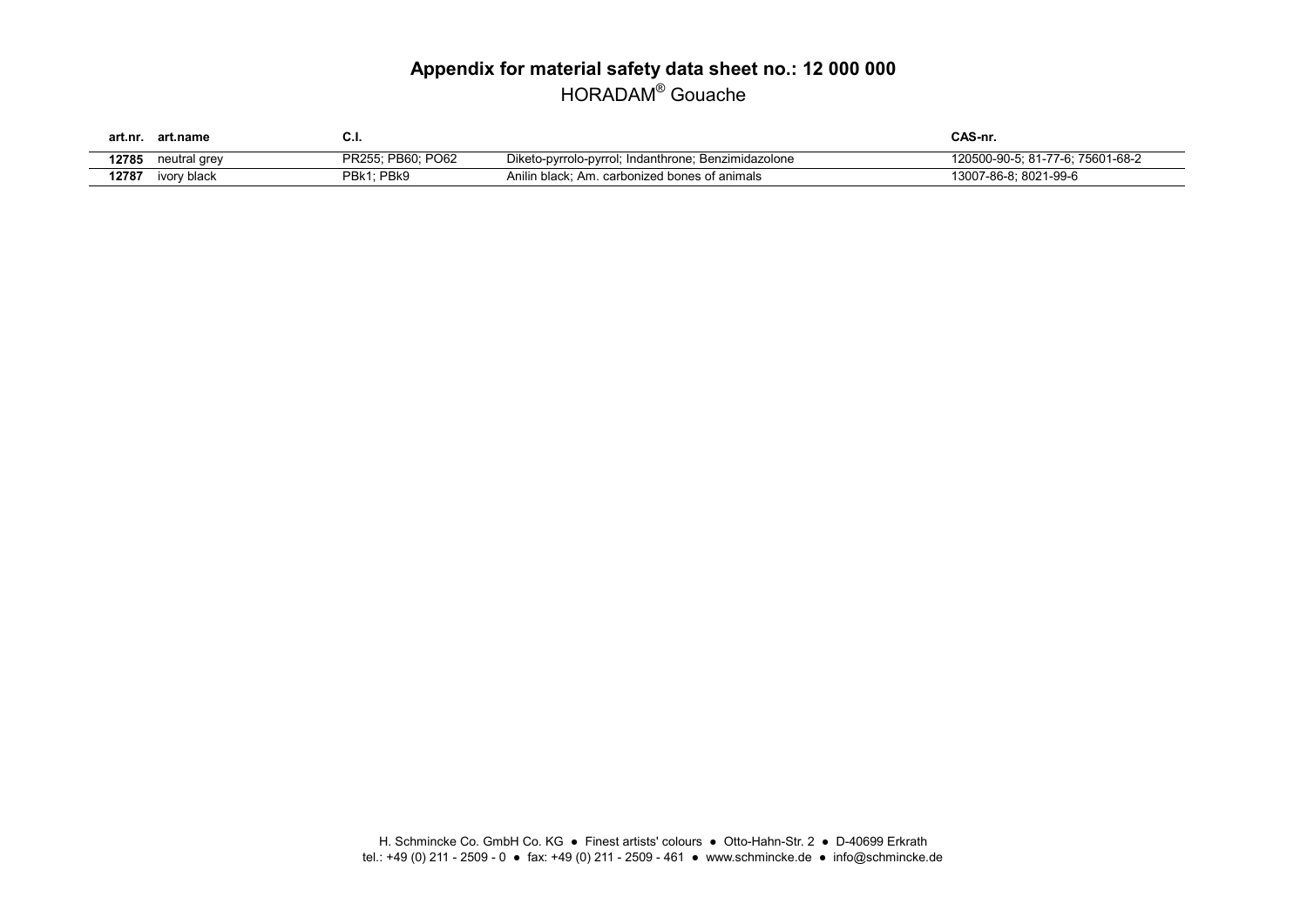# Appendix for material safety data sheet no.: 12 000 000

HORADAM® Gouache

| art.nr. | art.name | C.I. | | CAS-nr. |
|---|---|---|---|---|
| **12785** | neutral grey | PR255; PB60; PO62 | Diketo-pyrrolo-pyrrol; Indanthrone; Benzimidazolone | 120500-90-5; 81-77-6; 75601-68-2 |
| **12787** | ivory black | PBk1; PBk9 | Anilin black; Am. carbonized bones of animals | 13007-86-8; 8021-99-6 |

H. Schmincke Co. GmbH Co. KG ● Finest artists' colours ● Otto-Hahn-Str. 2 ● D-40699 Erkrath
tel.: +49 (0) 211 - 2509 - 0 ● fax: +49 (0) 211 - 2509 - 461 ● www.schmincke.de ● info@schmincke.de